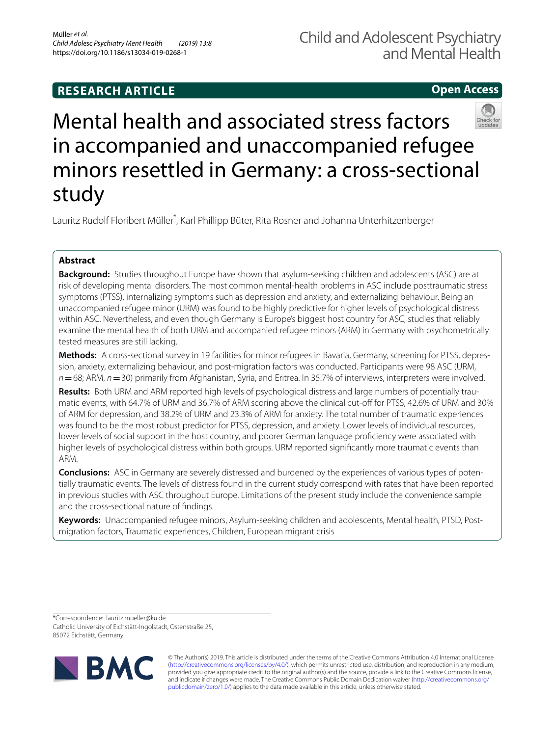**RESEARCH ARTICLE** **Open Access**

# Mental health and associated stress factors in accompanied and unaccompanied refugee minors resettled in Germany: a cross-sectional study

Lauritz Rudolf Floribert Müller*, Karl Phillipp Büter, Rita Rosner and Johanna Unterhitzenberger

## Abstract

**Background:** Studies throughout Europe have shown that asylum-seeking children and adolescents (ASC) are at risk of developing mental disorders. The most common mental-health problems in ASC include posttraumatic stress symptoms (PTSS), internalizing symptoms such as depression and anxiety, and externalizing behaviour. Being an unaccompanied refugee minor (URM) was found to be highly predictive for higher levels of psychological distress within ASC. Nevertheless, and even though Germany is Europe's biggest host country for ASC, studies that reliably examine the mental health of both URM and accompanied refugee minors (ARM) in Germany with psychometrically tested measures are still lacking.

**Methods:** A cross-sectional survey in 19 facilities for minor refugees in Bavaria, Germany, screening for PTSS, depression, anxiety, externalizing behaviour, and post-migration factors was conducted. Participants were 98 ASC (URM, $n = 68$; ARM, $n = 30$) primarily from Afghanistan, Syria, and Eritrea. In 35.7% of interviews, interpreters were involved.

**Results:** Both URM and ARM reported high levels of psychological distress and large numbers of potentially traumatic events, with 64.7% of URM and 36.7% of ARM scoring above the clinical cut-off for PTSS, 42.6% of URM and 30% of ARM for depression, and 38.2% of URM and 23.3% of ARM for anxiety. The total number of traumatic experiences was found to be the most robust predictor for PTSS, depression, and anxiety. Lower levels of individual resources, lower levels of social support in the host country, and poorer German language proficiency were associated with higher levels of psychological distress within both groups. URM reported significantly more traumatic events than ARM.

**Conclusions:** ASC in Germany are severely distressed and burdened by the experiences of various types of potentially traumatic events. The levels of distress found in the current study correspond with rates that have been reported in previous studies with ASC throughout Europe. Limitations of the present study include the convenience sample and the cross-sectional nature of findings.

**Keywords:** Unaccompanied refugee minors, Asylum-seeking children and adolescents, Mental health, PTSD, Post-migration factors, Traumatic experiences, Children, European migrant crisis

---

*Correspondence: lauritz.mueller@ku.de
Catholic University of Eichstätt-Ingolstadt, Ostenstraße 25, 85072 Eichstätt, Germany

© The Author(s) 2019. This article is distributed under the terms of the Creative Commons Attribution 4.0 International License (http://creativecommons.org/licenses/by/4.0/), which permits unrestricted use, distribution, and reproduction in any medium, provided you give appropriate credit to the original author(s) and the source, provide a link to the Creative Commons license, and indicate if changes were made. The Creative Commons Public Domain Dedication waiver (http://creativecommons.org/publicdomain/zero/1.0/) applies to the data made available in this article, unless otherwise stated.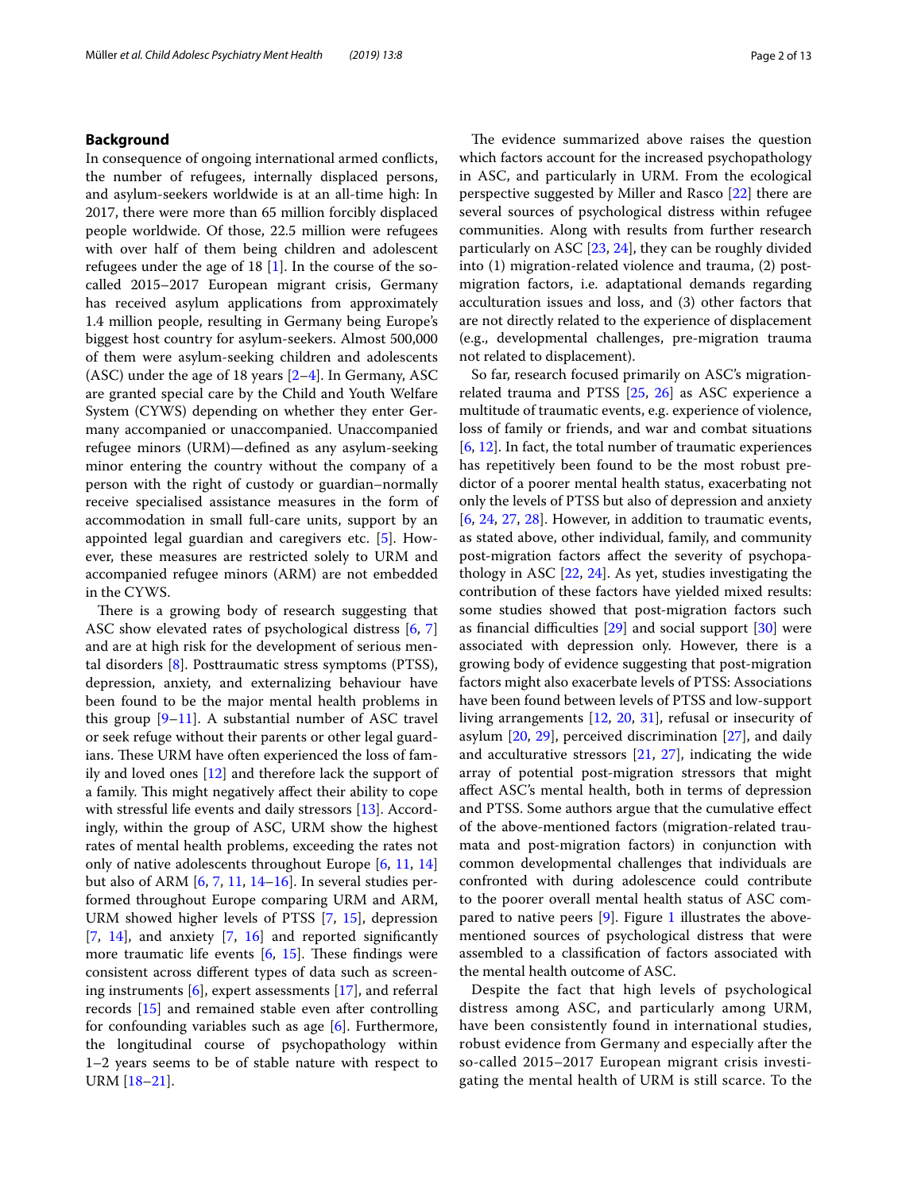## Background

In consequence of ongoing international armed conflicts, the number of refugees, internally displaced persons, and asylum-seekers worldwide is at an all-time high: In 2017, there were more than 65 million forcibly displaced people worldwide. Of those, 22.5 million were refugees with over half of them being children and adolescent refugees under the age of 18 [1]. In the course of the so-called 2015–2017 European migrant crisis, Germany has received asylum applications from approximately 1.4 million people, resulting in Germany being Europe's biggest host country for asylum-seekers. Almost 500,000 of them were asylum-seeking children and adolescents (ASC) under the age of 18 years [2–4]. In Germany, ASC are granted special care by the Child and Youth Welfare System (CYWS) depending on whether they enter Germany accompanied or unaccompanied. Unaccompanied refugee minors (URM)—defined as any asylum-seeking minor entering the country without the company of a person with the right of custody or guardian–normally receive specialised assistance measures in the form of accommodation in small full-care units, support by an appointed legal guardian and caregivers etc. [5]. However, these measures are restricted solely to URM and accompanied refugee minors (ARM) are not embedded in the CYWS.

There is a growing body of research suggesting that ASC show elevated rates of psychological distress [6, 7] and are at high risk for the development of serious mental disorders [8]. Posttraumatic stress symptoms (PTSS), depression, anxiety, and externalizing behaviour have been found to be the major mental health problems in this group [9–11]. A substantial number of ASC travel or seek refuge without their parents or other legal guardians. These URM have often experienced the loss of family and loved ones [12] and therefore lack the support of a family. This might negatively affect their ability to cope with stressful life events and daily stressors [13]. Accordingly, within the group of ASC, URM show the highest rates of mental health problems, exceeding the rates not only of native adolescents throughout Europe [6, 11, 14] but also of ARM [6, 7, 11, 14–16]. In several studies performed throughout Europe comparing URM and ARM, URM showed higher levels of PTSS [7, 15], depression [7, 14], and anxiety [7, 16] and reported significantly more traumatic life events [6, 15]. These findings were consistent across different types of data such as screening instruments [6], expert assessments [17], and referral records [15] and remained stable even after controlling for confounding variables such as age [6]. Furthermore, the longitudinal course of psychopathology within 1–2 years seems to be of stable nature with respect to URM [18–21].

The evidence summarized above raises the question which factors account for the increased psychopathology in ASC, and particularly in URM. From the ecological perspective suggested by Miller and Rasco [22] there are several sources of psychological distress within refugee communities. Along with results from further research particularly on ASC [23, 24], they can be roughly divided into (1) migration-related violence and trauma, (2) post-migration factors, i.e. adaptational demands regarding acculturation issues and loss, and (3) other factors that are not directly related to the experience of displacement (e.g., developmental challenges, pre-migration trauma not related to displacement).

So far, research focused primarily on ASC's migration-related trauma and PTSS [25, 26] as ASC experience a multitude of traumatic events, e.g. experience of violence, loss of family or friends, and war and combat situations [6, 12]. In fact, the total number of traumatic experiences has repetitively been found to be the most robust predictor of a poorer mental health status, exacerbating not only the levels of PTSS but also of depression and anxiety [6, 24, 27, 28]. However, in addition to traumatic events, as stated above, other individual, family, and community post-migration factors affect the severity of psychopathology in ASC [22, 24]. As yet, studies investigating the contribution of these factors have yielded mixed results: some studies showed that post-migration factors such as financial difficulties [29] and social support [30] were associated with depression only. However, there is a growing body of evidence suggesting that post-migration factors might also exacerbate levels of PTSS: Associations have been found between levels of PTSS and low-support living arrangements [12, 20, 31], refusal or insecurity of asylum [20, 29], perceived discrimination [27], and daily and acculturative stressors [21, 27], indicating the wide array of potential post-migration stressors that might affect ASC's mental health, both in terms of depression and PTSS. Some authors argue that the cumulative effect of the above-mentioned factors (migration-related traumata and post-migration factors) in conjunction with common developmental challenges that individuals are confronted with during adolescence could contribute to the poorer overall mental health status of ASC compared to native peers [9]. Figure 1 illustrates the above-mentioned sources of psychological distress that were assembled to a classification of factors associated with the mental health outcome of ASC.

Despite the fact that high levels of psychological distress among ASC, and particularly among URM, have been consistently found in international studies, robust evidence from Germany and especially after the so-called 2015–2017 European migrant crisis investigating the mental health of URM is still scarce. To the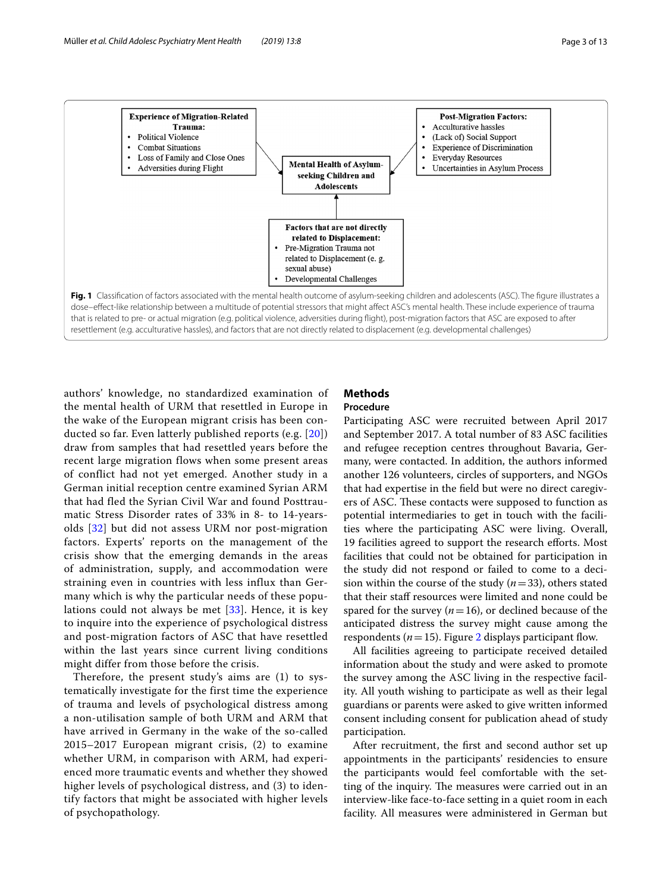**Experience of Migration-Related Trauma:**
- Political Violence
- Combat Situations
- Loss of Family and Close Ones
- Adversities during Flight

**Post-Migration Factors:**
- Acculturative hassles
- (Lack of) Social Support
- Experience of Discrimination
- Everyday Resources
- Uncertainties in Asylum Process

**Mental Health of Asylum-seeking Children and Adolescents**

**Factors that are not directly related to Displacement:**
- Pre-Migration Trauma not related to Displacement (e. g. sexual abuse)
- Developmental Challenges

**Fig. 1** Classification of factors associated with the mental health outcome of asylum-seeking children and adolescents (ASC). The figure illustrates a dose–effect-like relationship between a multitude of potential stressors that might affect ASC's mental health. These include experience of trauma that is related to pre- or actual migration (e.g. political violence, adversities during flight), post-migration factors that ASC are exposed to after resettlement (e.g. acculturative hassles), and factors that are not directly related to displacement (e.g. developmental challenges)

authors' knowledge, no standardized examination of the mental health of URM that resettled in Europe in the wake of the European migrant crisis has been conducted so far. Even latterly published reports (e.g. [20]) draw from samples that had resettled years before the recent large migration flows when some present areas of conflict had not yet emerged. Another study in a German initial reception centre examined Syrian ARM that had fled the Syrian Civil War and found Posttraumatic Stress Disorder rates of 33% in 8- to 14-years-olds [32] but did not assess URM nor post-migration factors. Experts' reports on the management of the crisis show that the emerging demands in the areas of administration, supply, and accommodation were straining even in countries with less influx than Germany which is why the particular needs of these populations could not always be met [33]. Hence, it is key to inquire into the experience of psychological distress and post-migration factors of ASC that have resettled within the last years since current living conditions might differ from those before the crisis.

Therefore, the present study's aims are (1) to systematically investigate for the first time the experience of trauma and levels of psychological distress among a non-utilisation sample of both URM and ARM that have arrived in Germany in the wake of the so-called 2015–2017 European migrant crisis, (2) to examine whether URM, in comparison with ARM, had experienced more traumatic events and whether they showed higher levels of psychological distress, and (3) to identify factors that might be associated with higher levels of psychopathology.

## Methods

### Procedure

Participating ASC were recruited between April 2017 and September 2017. A total number of 83 ASC facilities and refugee reception centres throughout Bavaria, Germany, were contacted. In addition, the authors informed another 126 volunteers, circles of supporters, and NGOs that had expertise in the field but were no direct caregivers of ASC. These contacts were supposed to function as potential intermediaries to get in touch with the facilities where the participating ASC were living. Overall, 19 facilities agreed to support the research efforts. Most facilities that could not be obtained for participation in the study did not respond or failed to come to a decision within the course of the study ($n = 33$), others stated that their staff resources were limited and none could be spared for the survey ($n = 16$), or declined because of the anticipated distress the survey might cause among the respondents ($n = 15$). Figure 2 displays participant flow.

All facilities agreeing to participate received detailed information about the study and were asked to promote the survey among the ASC living in the respective facility. All youth wishing to participate as well as their legal guardians or parents were asked to give written informed consent including consent for publication ahead of study participation.

After recruitment, the first and second author set up appointments in the participants' residencies to ensure the participants would feel comfortable with the setting of the inquiry. The measures were carried out in an interview-like face-to-face setting in a quiet room in each facility. All measures were administered in German but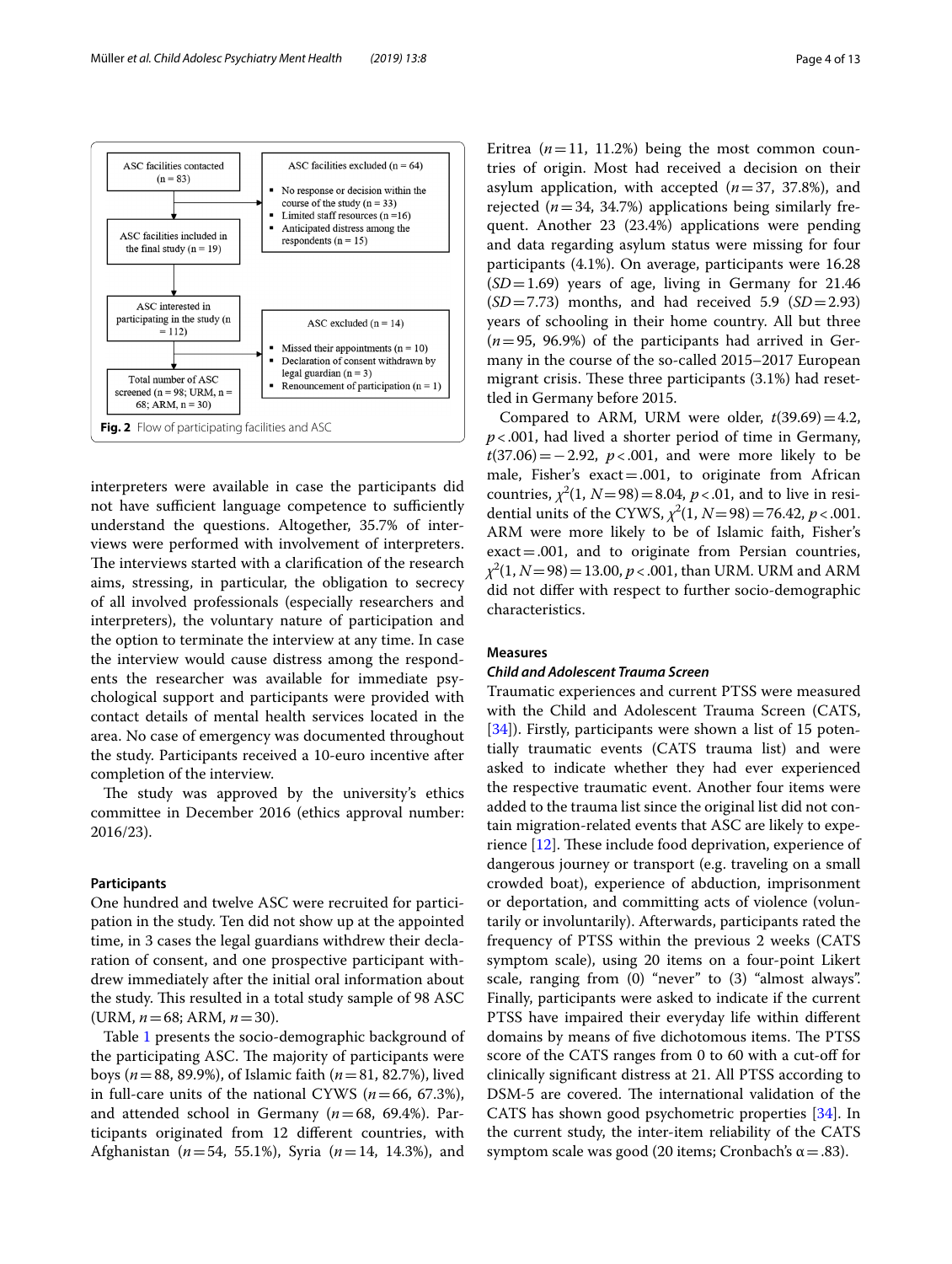ASC facilities contacted (n = 83)

ASC facilities excluded (n = 64)

- No response or decision within the course of the study (n = 33)
- Limited staff resources (n = 16)
- Anticipated distress among the respondents (n = 15)

ASC facilities included in the final study (n = 19)

ASC interested in participating in the study (n = 112)

ASC excluded (n = 14)

- Missed their appointments (n = 10)
- Declaration of consent withdrawn by legal guardian (n = 3)
- Renouncement of participation (n = 1)

Total number of ASC screened (n = 98; URM, n = 68; ARM, n = 30)

**Fig. 2** Flow of participating facilities and ASC

interpreters were available in case the participants did not have sufficient language competence to sufficiently understand the questions. Altogether, 35.7% of interviews were performed with involvement of interpreters. The interviews started with a clarification of the research aims, stressing, in particular, the obligation to secrecy of all involved professionals (especially researchers and interpreters), the voluntary nature of participation and the option to terminate the interview at any time. In case the interview would cause distress among the respondents the researcher was available for immediate psychological support and participants were provided with contact details of mental health services located in the area. No case of emergency was documented throughout the study. Participants received a 10-euro incentive after completion of the interview.

The study was approved by the university's ethics committee in December 2016 (ethics approval number: 2016/23).

### Participants

One hundred and twelve ASC were recruited for participation in the study. Ten did not show up at the appointed time, in 3 cases the legal guardians withdrew their declaration of consent, and one prospective participant withdrew immediately after the initial oral information about the study. This resulted in a total study sample of 98 ASC (URM, $n = 68$; ARM, $n = 30$).

Table 1 presents the socio-demographic background of the participating ASC. The majority of participants were boys ($n = 88$, 89.9%), of Islamic faith ($n = 81$, 82.7%), lived in full-care units of the national CYWS ($n = 66$, 67.3%), and attended school in Germany ($n = 68$, 69.4%). Participants originated from 12 different countries, with Afghanistan ($n = 54$, 55.1%), Syria ($n = 14$, 14.3%), and Eritrea ($n = 11$, 11.2%) being the most common countries of origin. Most had received a decision on their asylum application, with accepted ($n = 37$, 37.8%), and rejected ($n = 34$, 34.7%) applications being similarly frequent. Another 23 (23.4%) applications were pending and data regarding asylum status were missing for four participants (4.1%). On average, participants were 16.28 ($SD = 1.69$) years of age, living in Germany for 21.46 ($SD = 7.73$) months, and had received 5.9 ($SD = 2.93$) years of schooling in their home country. All but three ($n = 95$, 96.9%) of the participants had arrived in Germany in the course of the so-called 2015–2017 European migrant crisis. These three participants (3.1%) had resettled in Germany before 2015.

Compared to ARM, URM were older, $t(39.69) = 4.2$, $p < .001$, had lived a shorter period of time in Germany, $t(37.06) = -2.92$, $p < .001$, and were more likely to be male, Fisher's exact $= .001$, to originate from African countries, $\chi^2(1, N = 98) = 8.04$, $p < .01$, and to live in residential units of the CYWS, $\chi^2(1, N = 98) = 76.42$, $p < .001$. ARM were more likely to be of Islamic faith, Fisher's exact $= .001$, and to originate from Persian countries, $\chi^2(1, N = 98) = 13.00$, $p < .001$, than URM. URM and ARM did not differ with respect to further socio-demographic characteristics.

### Measures

#### *Child and Adolescent Trauma Screen*

Traumatic experiences and current PTSS were measured with the Child and Adolescent Trauma Screen (CATS, [34]). Firstly, participants were shown a list of 15 potentially traumatic events (CATS trauma list) and were asked to indicate whether they had ever experienced the respective traumatic event. Another four items were added to the trauma list since the original list did not contain migration-related events that ASC are likely to experience [12]. These include food deprivation, experience of dangerous journey or transport (e.g. traveling on a small crowded boat), experience of abduction, imprisonment or deportation, and committing acts of violence (voluntarily or involuntarily). Afterwards, participants rated the frequency of PTSS within the previous 2 weeks (CATS symptom scale), using 20 items on a four-point Likert scale, ranging from (0) "never" to (3) "almost always". Finally, participants were asked to indicate if the current PTSS have impaired their everyday life within different domains by means of five dichotomous items. The PTSS score of the CATS ranges from 0 to 60 with a cut-off for clinically significant distress at 21. All PTSS according to DSM-5 are covered. The international validation of the CATS has shown good psychometric properties [34]. In the current study, the inter-item reliability of the CATS symptom scale was good (20 items; Cronbach's $\alpha = .83$).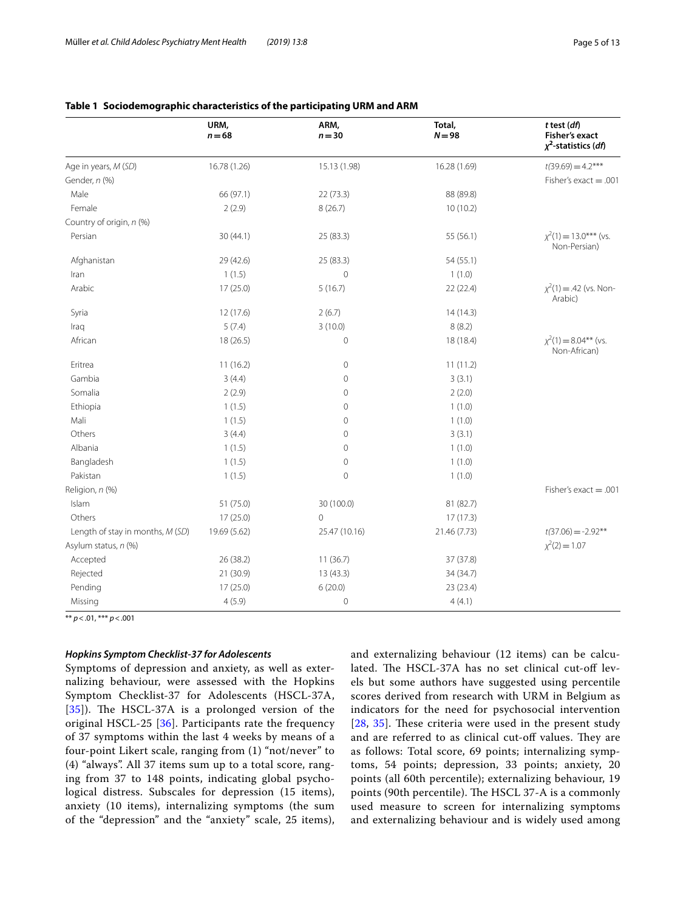**Table 1 Sociodemographic characteristics of the participating URM and ARM**

| | URM, $n=68$ | ARM, $n=30$ | Total, $N=98$ | *t* test (*df*) Fisher's exact $\chi^2$-statistics (*df*) |
|---|---|---|---|---|
| Age in years, *M* (*SD*) | 16.78 (1.26) | 15.13 (1.98) | 16.28 (1.69) | $t(39.69)=4.2^{***}$ |
| Gender, *n* (%) | | | | Fisher's exact = .001 |
| Male | 66 (97.1) | 22 (73.3) | 88 (89.8) | |
| Female | 2 (2.9) | 8 (26.7) | 10 (10.2) | |
| Country of origin, *n* (%) | | | | |
| Persian | 30 (44.1) | 25 (83.3) | 55 (56.1) | $\chi^2(1)=13.0^{***}$ (vs. Non-Persian) |
| Afghanistan | 29 (42.6) | 25 (83.3) | 54 (55.1) | |
| Iran | 1 (1.5) | 0 | 1 (1.0) | |
| Arabic | 17 (25.0) | 5 (16.7) | 22 (22.4) | $\chi^2(1)=.42$ (vs. Non-Arabic) |
| Syria | 12 (17.6) | 2 (6.7) | 14 (14.3) | |
| Iraq | 5 (7.4) | 3 (10.0) | 8 (8.2) | |
| African | 18 (26.5) | 0 | 18 (18.4) | $\chi^2(1)=8.04^{**}$ (vs. Non-African) |
| Eritrea | 11 (16.2) | 0 | 11 (11.2) | |
| Gambia | 3 (4.4) | 0 | 3 (3.1) | |
| Somalia | 2 (2.9) | 0 | 2 (2.0) | |
| Ethiopia | 1 (1.5) | 0 | 1 (1.0) | |
| Mali | 1 (1.5) | 0 | 1 (1.0) | |
| Others | 3 (4.4) | 0 | 3 (3.1) | |
| Albania | 1 (1.5) | 0 | 1 (1.0) | |
| Bangladesh | 1 (1.5) | 0 | 1 (1.0) | |
| Pakistan | 1 (1.5) | 0 | 1 (1.0) | |
| Religion, *n* (%) | | | | Fisher's exact = .001 |
| Islam | 51 (75.0) | 30 (100.0) | 81 (82.7) | |
| Others | 17 (25.0) | 0 | 17 (17.3) | |
| Length of stay in months, *M* (*SD*) | 19.69 (5.62) | 25.47 (10.16) | 21.46 (7.73) | $t(37.06)=-2.92^{**}$ |
| Asylum status, *n* (%) | | | | $\chi^2(2)=1.07$ |
| Accepted | 26 (38.2) | 11 (36.7) | 37 (37.8) | |
| Rejected | 21 (30.9) | 13 (43.3) | 34 (34.7) | |
| Pending | 17 (25.0) | 6 (20.0) | 23 (23.4) | |
| Missing | 4 (5.9) | 0 | 4 (4.1) | |

** $p<.01$, *** $p<.001$

### *Hopkins Symptom Checklist-37 for Adolescents*

Symptoms of depression and anxiety, as well as externalizing behaviour, were assessed with the Hopkins Symptom Checklist-37 for Adolescents (HSCL-37A, [35]). The HSCL-37A is a prolonged version of the original HSCL-25 [36]. Participants rate the frequency of 37 symptoms within the last 4 weeks by means of a four-point Likert scale, ranging from (1) "not/never" to (4) "always". All 37 items sum up to a total score, ranging from 37 to 148 points, indicating global psychological distress. Subscales for depression (15 items), anxiety (10 items), internalizing symptoms (the sum of the "depression" and the "anxiety" scale, 25 items), and externalizing behaviour (12 items) can be calculated. The HSCL-37A has no set clinical cut-off levels but some authors have suggested using percentile scores derived from research with URM in Belgium as indicators for the need for psychosocial intervention [28, 35]. These criteria were used in the present study and are referred to as clinical cut-off values. They are as follows: Total score, 69 points; internalizing symptoms, 54 points; depression, 33 points; anxiety, 20 points (all 60th percentile); externalizing behaviour, 19 points (90th percentile). The HSCL 37-A is a commonly used measure to screen for internalizing symptoms and externalizing behaviour and is widely used among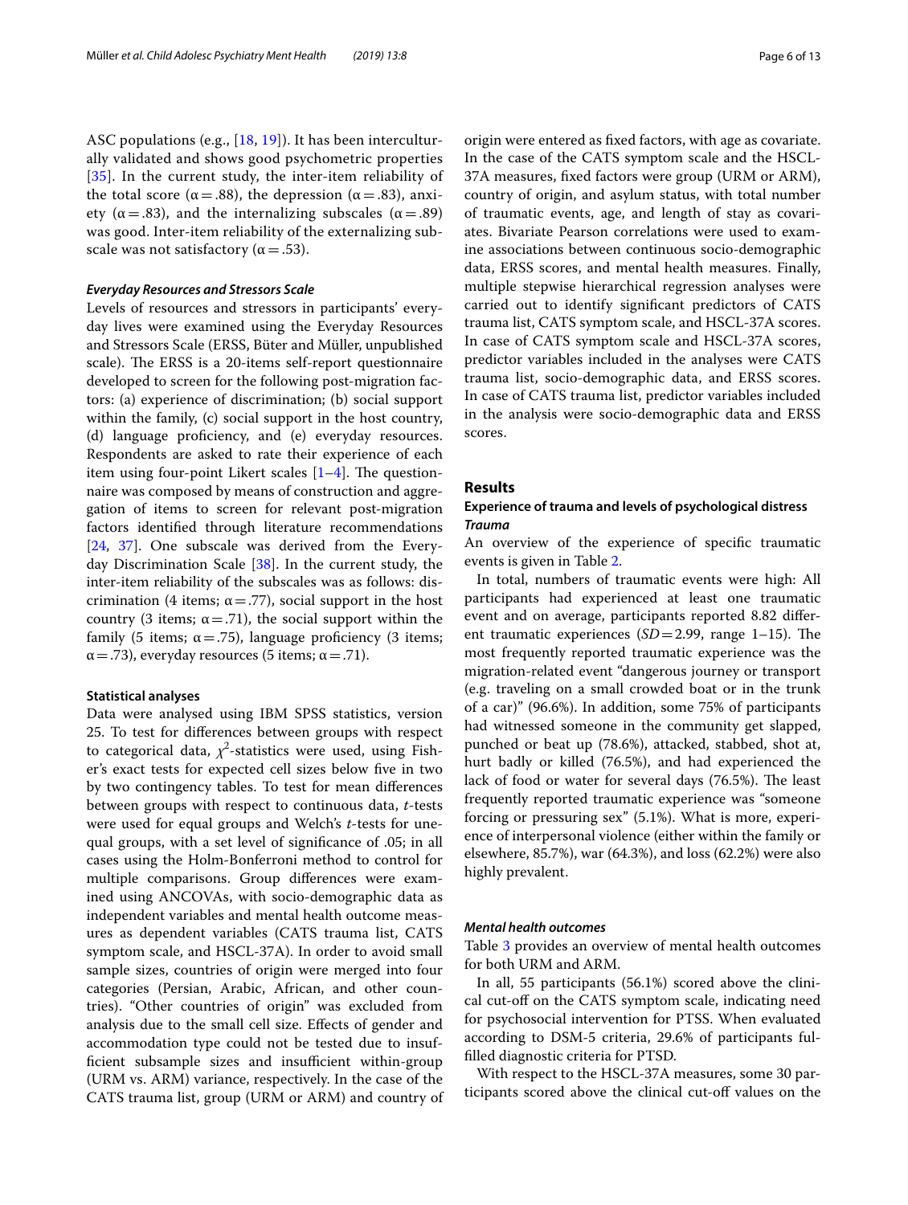ASC populations (e.g., [18, 19]). It has been interculturally validated and shows good psychometric properties [35]. In the current study, the inter-item reliability of the total score (α = .88), the depression (α = .83), anxiety (α = .83), and the internalizing subscales (α = .89) was good. Inter-item reliability of the externalizing subscale was not satisfactory (α = .53).

#### *Everyday Resources and Stressors Scale*

Levels of resources and stressors in participants' everyday lives were examined using the Everyday Resources and Stressors Scale (ERSS, Büter and Müller, unpublished scale). The ERSS is a 20-items self-report questionnaire developed to screen for the following post-migration factors: (a) experience of discrimination; (b) social support within the family, (c) social support in the host country, (d) language proficiency, and (e) everyday resources. Respondents are asked to rate their experience of each item using four-point Likert scales [1–4]. The questionnaire was composed by means of construction and aggregation of items to screen for relevant post-migration factors identified through literature recommendations [24, 37]. One subscale was derived from the Everyday Discrimination Scale [38]. In the current study, the inter-item reliability of the subscales was as follows: discrimination (4 items; α = .77), social support in the host country (3 items; α = .71), the social support within the family (5 items; α = .75), language proficiency (3 items; α = .73), everyday resources (5 items; α = .71).

#### Statistical analyses

Data were analysed using IBM SPSS statistics, version 25. To test for differences between groups with respect to categorical data, $\chi^2$-statistics were used, using Fisher's exact tests for expected cell sizes below five in two by two contingency tables. To test for mean differences between groups with respect to continuous data, *t*-tests were used for equal groups and Welch's *t*-tests for unequal groups, with a set level of significance of .05; in all cases using the Holm-Bonferroni method to control for multiple comparisons. Group differences were examined using ANCOVAs, with socio-demographic data as independent variables and mental health outcome measures as dependent variables (CATS trauma list, CATS symptom scale, and HSCL-37A). In order to avoid small sample sizes, countries of origin were merged into four categories (Persian, Arabic, African, and other countries). "Other countries of origin" was excluded from analysis due to the small cell size. Effects of gender and accommodation type could not be tested due to insufficient subsample sizes and insufficient within-group (URM vs. ARM) variance, respectively. In the case of the CATS trauma list, group (URM or ARM) and country of origin were entered as fixed factors, with age as covariate. In the case of the CATS symptom scale and the HSCL-37A measures, fixed factors were group (URM or ARM), country of origin, and asylum status, with total number of traumatic events, age, and length of stay as covariates. Bivariate Pearson correlations were used to examine associations between continuous socio-demographic data, ERSS scores, and mental health measures. Finally, multiple stepwise hierarchical regression analyses were carried out to identify significant predictors of CATS trauma list, CATS symptom scale, and HSCL-37A scores. In case of CATS symptom scale and HSCL-37A scores, predictor variables included in the analyses were CATS trauma list, socio-demographic data, and ERSS scores. In case of CATS trauma list, predictor variables included in the analysis were socio-demographic data and ERSS scores.

## Results

### Experience of trauma and levels of psychological distress

#### *Trauma*

An overview of the experience of specific traumatic events is given in Table 2.

In total, numbers of traumatic events were high: All participants had experienced at least one traumatic event and on average, participants reported 8.82 different traumatic experiences (*SD* = 2.99, range 1–15). The most frequently reported traumatic experience was the migration-related event "dangerous journey or transport (e.g. traveling on a small crowded boat or in the trunk of a car)" (96.6%). In addition, some 75% of participants had witnessed someone in the community get slapped, punched or beat up (78.6%), attacked, stabbed, shot at, hurt badly or killed (76.5%), and had experienced the lack of food or water for several days (76.5%). The least frequently reported traumatic experience was "someone forcing or pressuring sex" (5.1%). What is more, experience of interpersonal violence (either within the family or elsewhere, 85.7%), war (64.3%), and loss (62.2%) were also highly prevalent.

#### *Mental health outcomes*

Table 3 provides an overview of mental health outcomes for both URM and ARM.

In all, 55 participants (56.1%) scored above the clinical cut-off on the CATS symptom scale, indicating need for psychosocial intervention for PTSS. When evaluated according to DSM-5 criteria, 29.6% of participants fulfilled diagnostic criteria for PTSD.

With respect to the HSCL-37A measures, some 30 participants scored above the clinical cut-off values on the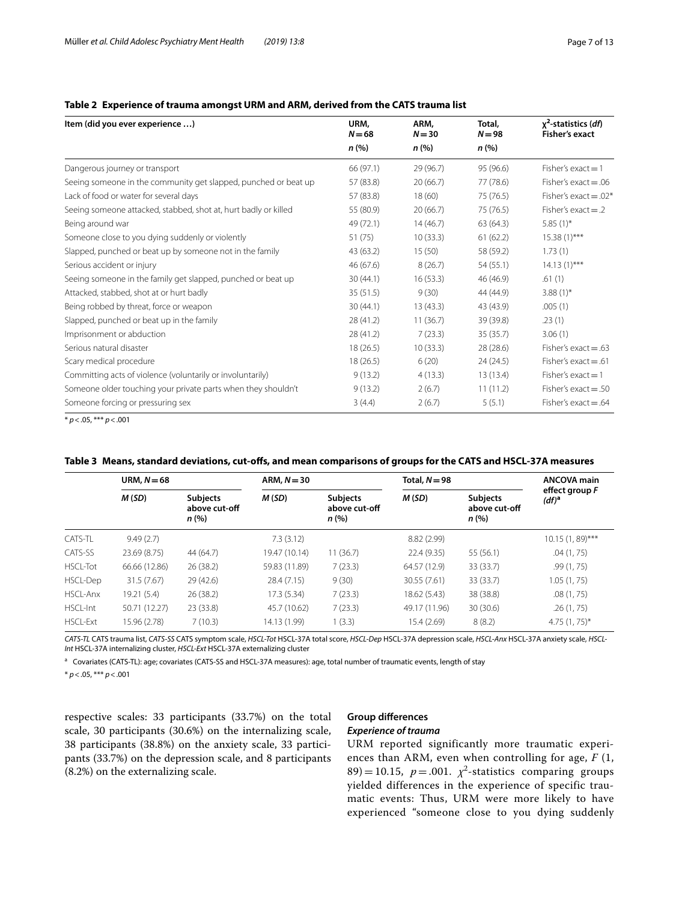**Table 2 Experience of trauma amongst URM and ARM, derived from the CATS trauma list**

| Item (did you ever experience …) | URM, $N = 68$ | ARM, $N = 30$ | Total, $N = 98$ | $\chi^2$-statistics (*df*) Fisher's exact |
|---|---|---|---|---|
| | *n* (%) | *n* (%) | *n* (%) | |
| Dangerous journey or transport | 66 (97.1) | 29 (96.7) | 95 (96.6) | Fisher's exact = 1 |
| Seeing someone in the community get slapped, punched or beat up | 57 (83.8) | 20 (66.7) | 77 (78.6) | Fisher's exact = .06 |
| Lack of food or water for several days | 57 (83.8) | 18 (60) | 75 (76.5) | Fisher's exact = .02* |
| Seeing someone attacked, stabbed, shot at, hurt badly or killed | 55 (80.9) | 20 (66.7) | 75 (76.5) | Fisher's exact = .2 |
| Being around war | 49 (72.1) | 14 (46.7) | 63 (64.3) | 5.85 (1)* |
| Someone close to you dying suddenly or violently | 51 (75) | 10 (33.3) | 61 (62.2) | 15.38 (1)*** |
| Slapped, punched or beat up by someone not in the family | 43 (63.2) | 15 (50) | 58 (59.2) | 1.73 (1) |
| Serious accident or injury | 46 (67.6) | 8 (26.7) | 54 (55.1) | 14.13 (1)*** |
| Seeing someone in the family get slapped, punched or beat up | 30 (44.1) | 16 (53.3) | 46 (46.9) | .61 (1) |
| Attacked, stabbed, shot at or hurt badly | 35 (51.5) | 9 (30) | 44 (44.9) | 3.88 (1)* |
| Being robbed by threat, force or weapon | 30 (44.1) | 13 (43.3) | 43 (43.9) | .005 (1) |
| Slapped, punched or beat up in the family | 28 (41.2) | 11 (36.7) | 39 (39.8) | .23 (1) |
| Imprisonment or abduction | 28 (41.2) | 7 (23.3) | 35 (35.7) | 3.06 (1) |
| Serious natural disaster | 18 (26.5) | 10 (33.3) | 28 (28.6) | Fisher's exact = .63 |
| Scary medical procedure | 18 (26.5) | 6 (20) | 24 (24.5) | Fisher's exact = .61 |
| Committing acts of violence (voluntarily or involuntarily) | 9 (13.2) | 4 (13.3) | 13 (13.4) | Fisher's exact = 1 |
| Someone older touching your private parts when they shouldn't | 9 (13.2) | 2 (6.7) | 11 (11.2) | Fisher's exact = .50 |
| Someone forcing or pressuring sex | 3 (4.4) | 2 (6.7) | 5 (5.1) | Fisher's exact = .64 |

\* $p < .05$, *** $p < .001$

**Table 3 Means, standard deviations, cut-offs, and mean comparisons of groups for the CATS and HSCL-37A measures**

| | URM, $N = 68$ | | ARM, $N = 30$ | | Total, $N = 98$ | | ANCOVA main effect group *F* (*df*)[a] |
|---|---|---|---|---|---|---|---|
| | *M* (*SD*) | Subjects above cut-off *n* (%) | *M* (*SD*) | Subjects above cut-off *n* (%) | *M* (*SD*) | Subjects above cut-off *n* (%) | |
| CATS-TL | 9.49 (2.7) | | 7.3 (3.12) | | 8.82 (2.99) | | 10.15 (1, 89)*** |
| CATS-SS | 23.69 (8.75) | 44 (64.7) | 19.47 (10.14) | 11 (36.7) | 22.4 (9.35) | 55 (56.1) | .04 (1, 75) |
| HSCL-Tot | 66.66 (12.86) | 26 (38.2) | 59.83 (11.89) | 7 (23.3) | 64.57 (12.9) | 33 (33.7) | .99 (1, 75) |
| HSCL-Dep | 31.5 (7.67) | 29 (42.6) | 28.4 (7.15) | 9 (30) | 30.55 (7.61) | 33 (33.7) | 1.05 (1, 75) |
| HSCL-Anx | 19.21 (5.4) | 26 (38.2) | 17.3 (5.34) | 7 (23.3) | 18.62 (5.43) | 38 (38.8) | .08 (1, 75) |
| HSCL-Int | 50.71 (12.27) | 23 (33.8) | 45.7 (10.62) | 7 (23.3) | 49.17 (11.96) | 30 (30.6) | .26 (1, 75) |
| HSCL-Ext | 15.96 (2.78) | 7 (10.3) | 14.13 (1.99) | 1 (3.3) | 15.4 (2.69) | 8 (8.2) | 4.75 (1, 75)* |

*CATS-TL* CATS trauma list, *CATS-SS* CATS symptom scale, *HSCL-Tot* HSCL-37A total score, *HSCL-Dep* HSCL-37A depression scale, *HSCL-Anx* HSCL-37A anxiety scale, *HSCL-Int* HSCL-37A internalizing cluster, *HSCL-Ext* HSCL-37A externalizing cluster

[a] Covariates (CATS-TL): age; covariates (CATS-SS and HSCL-37A measures): age, total number of traumatic events, length of stay

\* $p < .05$, *** $p < .001$

respective scales: 33 participants (33.7%) on the total scale, 30 participants (30.6%) on the internalizing scale, 38 participants (38.8%) on the anxiety scale, 33 participants (33.7%) on the depression scale, and 8 participants (8.2%) on the externalizing scale.

## Group differences

### *Experience of trauma*

URM reported significantly more traumatic experiences than ARM, even when controlling for age, $F\ (1, 89) = 10.15$, $p = .001$. $\chi^2$-statistics comparing groups yielded differences in the experience of specific traumatic events: Thus, URM were more likely to have experienced "someone close to you dying suddenly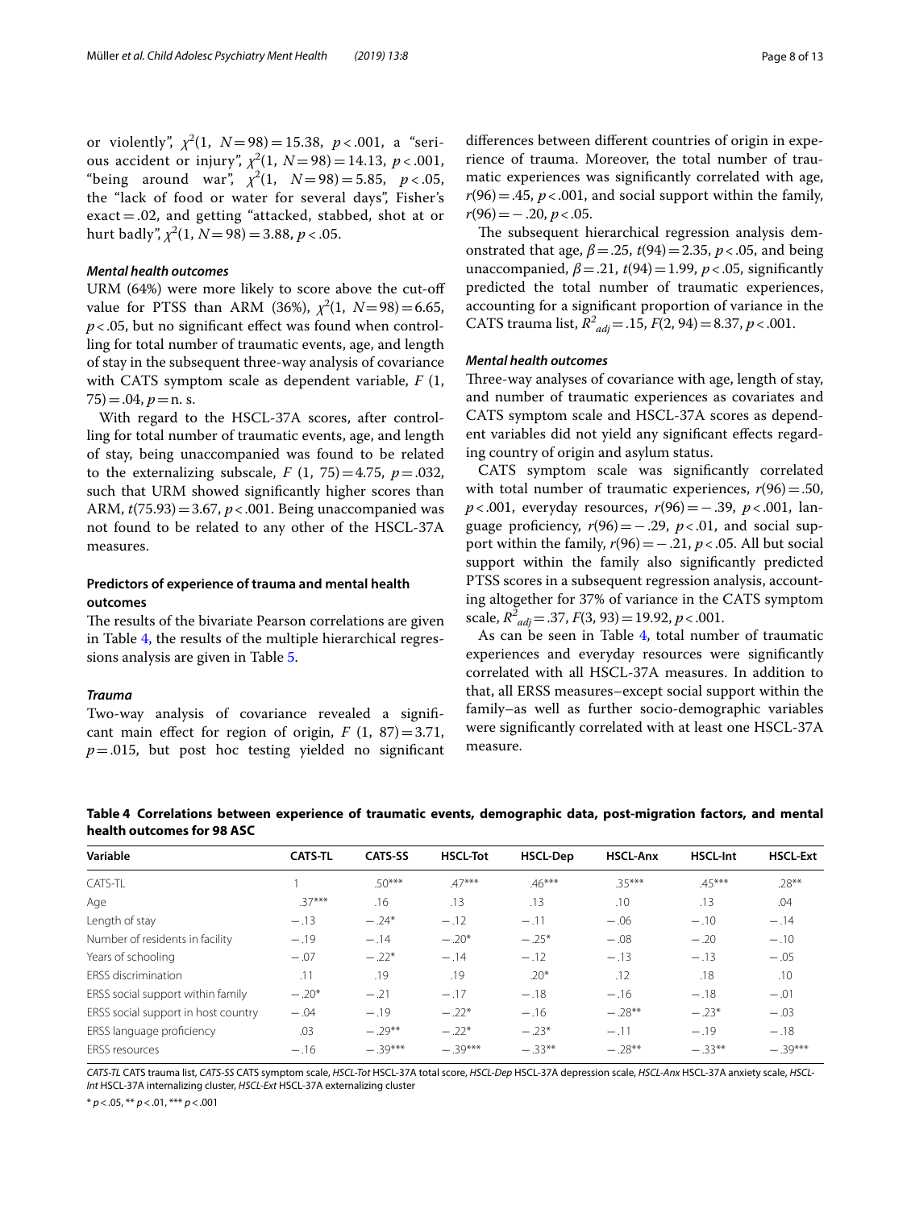or violently", $\chi^2(1, N=98)=15.38$, $p<.001$, a "serious accident or injury", $\chi^2(1, N=98)=14.13$, $p<.001$, "being around war", $\chi^2(1, N=98)=5.85$, $p<.05$, the "lack of food or water for several days", Fisher's exact = .02, and getting "attacked, stabbed, shot at or hurt badly", $\chi^2(1, N=98)=3.88$, $p<.05$.

#### *Mental health outcomes*

URM (64%) were more likely to score above the cut-off value for PTSS than ARM (36%), $\chi^2(1, N=98)=6.65$, $p<.05$, but no significant effect was found when controlling for total number of traumatic events, age, and length of stay in the subsequent three-way analysis of covariance with CATS symptom scale as dependent variable, $F(1, 75)=.04$, $p=$ n. s.

With regard to the HSCL-37A scores, after controlling for total number of traumatic events, age, and length of stay, being unaccompanied was found to be related to the externalizing subscale, $F(1, 75)=4.75$, $p=.032$, such that URM showed significantly higher scores than ARM, $t(75.93)=3.67$, $p<.001$. Being unaccompanied was not found to be related to any other of the HSCL-37A measures.

### Predictors of experience of trauma and mental health outcomes

The results of the bivariate Pearson correlations are given in Table 4, the results of the multiple hierarchical regressions analysis are given in Table 5.

#### *Trauma*

Two-way analysis of covariance revealed a significant main effect for region of origin, $F(1, 87)=3.71$, $p=.015$, but post hoc testing yielded no significant differences between different countries of origin in experience of trauma. Moreover, the total number of traumatic experiences was significantly correlated with age, $r(96)=.45$, $p<.001$, and social support within the family, $r(96)=-.20$, $p<.05$.

The subsequent hierarchical regression analysis demonstrated that age, $\beta=.25$, $t(94)=2.35$, $p<.05$, and being unaccompanied, $\beta=.21$, $t(94)=1.99$, $p<.05$, significantly predicted the total number of traumatic experiences, accounting for a significant proportion of variance in the CATS trauma list, $R^2_{adj}=.15$, $F(2, 94)=8.37$, $p<.001$.

#### *Mental health outcomes*

Three-way analyses of covariance with age, length of stay, and number of traumatic experiences as covariates and CATS symptom scale and HSCL-37A scores as dependent variables did not yield any significant effects regarding country of origin and asylum status.

CATS symptom scale was significantly correlated with total number of traumatic experiences, $r(96)=.50$, $p<.001$, everyday resources, $r(96)=-.39$, $p<.001$, language proficiency, $r(96)=-.29$, $p<.01$, and social support within the family, $r(96)=-.21$, $p<.05$. All but social support within the family also significantly predicted PTSS scores in a subsequent regression analysis, accounting altogether for 37% of variance in the CATS symptom scale, $R^2_{adj}=.37$, $F(3, 93)=19.92$, $p<.001$.

As can be seen in Table 4, total number of traumatic experiences and everyday resources were significantly correlated with all HSCL-37A measures. In addition to that, all ERSS measures–except social support within the family–as well as further socio-demographic variables were significantly correlated with at least one HSCL-37A measure.

**Table 4 Correlations between experience of traumatic events, demographic data, post-migration factors, and mental health outcomes for 98 ASC**

| Variable | CATS-TL | CATS-SS | HSCL-Tot | HSCL-Dep | HSCL-Anx | HSCL-Int | HSCL-Ext |
|---|---|---|---|---|---|---|---|
| CATS-TL | 1 | .50*** | .47*** | .46*** | .35*** | .45*** | .28** |
| Age | .37*** | .16 | .13 | .13 | .10 | .13 | .04 |
| Length of stay | −.13 | −.24* | −.12 | −.11 | −.06 | −.10 | −.14 |
| Number of residents in facility | −.19 | −.14 | −.20* | −.25* | −.08 | −.20 | −.10 |
| Years of schooling | −.07 | −.22* | −.14 | −.12 | −.13 | −.13 | −.05 |
| ERSS discrimination | .11 | .19 | .19 | .20* | .12 | .18 | .10 |
| ERSS social support within family | −.20* | −.21 | −.17 | −.18 | −.16 | −.18 | −.01 |
| ERSS social support in host country | −.04 | −.19 | −.22* | −.16 | −.28** | −.23* | −.03 |
| ERSS language proficiency | .03 | −.29** | −.22* | −.23* | −.11 | −.19 | −.18 |
| ERSS resources | −.16 | −.39*** | −.39*** | −.33** | −.28** | −.33** | −.39*** |

*CATS-TL* CATS trauma list, *CATS-SS* CATS symptom scale, *HSCL-Tot* HSCL-37A total score, *HSCL-Dep* HSCL-37A depression scale, *HSCL-Anx* HSCL-37A anxiety scale, *HSCL-Int* HSCL-37A internalizing cluster, *HSCL-Ext* HSCL-37A externalizing cluster

* $p<.05$, ** $p<.01$, *** $p<.001$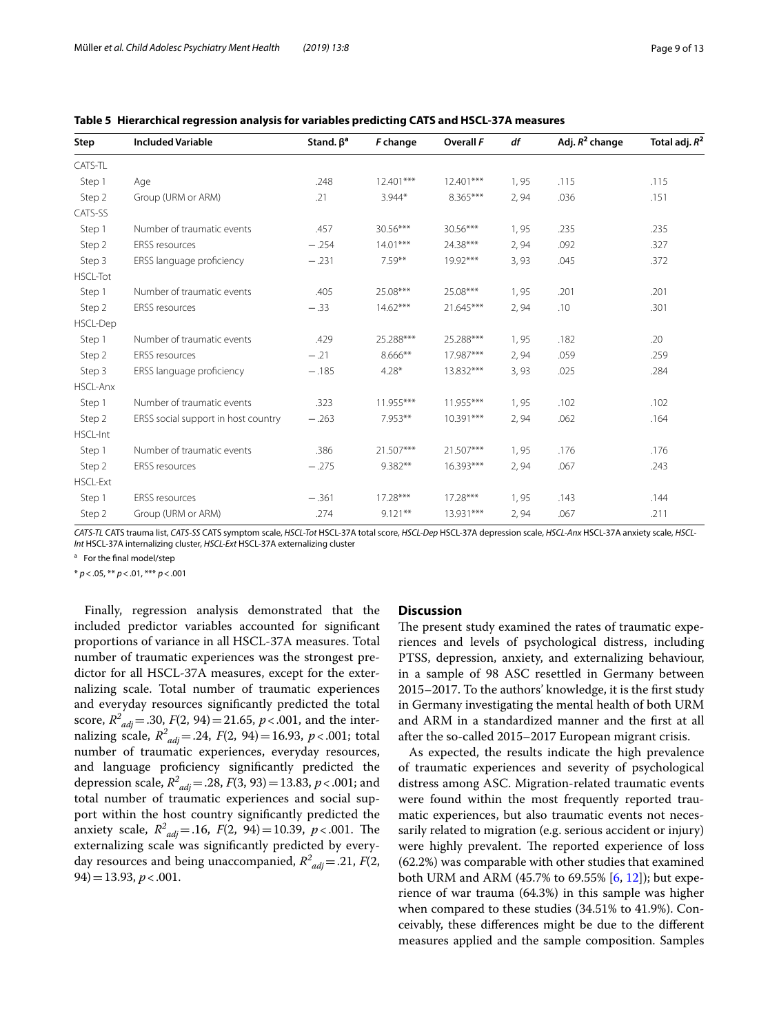**Table 5 Hierarchical regression analysis for variables predicting CATS and HSCL-37A measures**

| Step | Included Variable | Stand. β[a] | *F* change | Overall *F* | *df* | Adj. $R^2$ change | Total adj. $R^2$ |
|---|---|---|---|---|---|---|---|
| CATS-TL | | | | | | | |
| Step 1 | Age | .248 | 12.401*** | 12.401*** | 1, 95 | .115 | .115 |
| Step 2 | Group (URM or ARM) | .21 | 3.944* | 8.365*** | 2, 94 | .036 | .151 |
| CATS-SS | | | | | | | |
| Step 1 | Number of traumatic events | .457 | 30.56*** | 30.56*** | 1, 95 | .235 | .235 |
| Step 2 | ERSS resources | −.254 | 14.01*** | 24.38*** | 2, 94 | .092 | .327 |
| Step 3 | ERSS language proficiency | −.231 | 7.59** | 19.92*** | 3, 93 | .045 | .372 |
| HSCL-Tot | | | | | | | |
| Step 1 | Number of traumatic events | .405 | 25.08*** | 25.08*** | 1, 95 | .201 | .201 |
| Step 2 | ERSS resources | −.33 | 14.62*** | 21.645*** | 2, 94 | .10 | .301 |
| HSCL-Dep | | | | | | | |
| Step 1 | Number of traumatic events | .429 | 25.288*** | 25.288*** | 1, 95 | .182 | .20 |
| Step 2 | ERSS resources | −.21 | 8.666** | 17.987*** | 2, 94 | .059 | .259 |
| Step 3 | ERSS language proficiency | −.185 | 4.28* | 13.832*** | 3, 93 | .025 | .284 |
| HSCL-Anx | | | | | | | |
| Step 1 | Number of traumatic events | .323 | 11.955*** | 11.955*** | 1, 95 | .102 | .102 |
| Step 2 | ERSS social support in host country | −.263 | 7.953** | 10.391*** | 2, 94 | .062 | .164 |
| HSCL-Int | | | | | | | |
| Step 1 | Number of traumatic events | .386 | 21.507*** | 21.507*** | 1, 95 | .176 | .176 |
| Step 2 | ERSS resources | −.275 | 9.382** | 16.393*** | 2, 94 | .067 | .243 |
| HSCL-Ext | | | | | | | |
| Step 1 | ERSS resources | −.361 | 17.28*** | 17.28*** | 1, 95 | .143 | .144 |
| Step 2 | Group (URM or ARM) | .274 | 9.121** | 13.931*** | 2, 94 | .067 | .211 |

*CATS-TL* CATS trauma list, *CATS-SS* CATS symptom scale, *HSCL-Tot* HSCL-37A total score, *HSCL-Dep* HSCL-37A depression scale, *HSCL-Anx* HSCL-37A anxiety scale, *HSCL-Int* HSCL-37A internalizing cluster, *HSCL-Ext* HSCL-37A externalizing cluster

[a] For the final model/step

* $p < .05$, ** $p < .01$, *** $p < .001$

Finally, regression analysis demonstrated that the included predictor variables accounted for significant proportions of variance in all HSCL-37A measures. Total number of traumatic experiences was the strongest predictor for all HSCL-37A measures, except for the externalizing scale. Total number of traumatic experiences and everyday resources significantly predicted the total score, $R^2_{adj} = .30$, $F(2, 94) = 21.65$, $p < .001$, and the internalizing scale, $R^2_{adj} = .24$, $F(2, 94) = 16.93$, $p < .001$; total number of traumatic experiences, everyday resources, and language proficiency significantly predicted the depression scale, $R^2_{adj} = .28$, $F(3, 93) = 13.83$, $p < .001$; and total number of traumatic experiences and social support within the host country significantly predicted the anxiety scale, $R^2_{adj} = .16$, $F(2, 94) = 10.39$, $p < .001$. The externalizing scale was significantly predicted by everyday resources and being unaccompanied, $R^2_{adj} = .21$, $F(2, 94) = 13.93$, $p < .001$.

## Discussion

The present study examined the rates of traumatic experiences and levels of psychological distress, including PTSS, depression, anxiety, and externalizing behaviour, in a sample of 98 ASC resettled in Germany between 2015–2017. To the authors' knowledge, it is the first study in Germany investigating the mental health of both URM and ARM in a standardized manner and the first at all after the so-called 2015–2017 European migrant crisis.

As expected, the results indicate the high prevalence of traumatic experiences and severity of psychological distress among ASC. Migration-related traumatic events were found within the most frequently reported traumatic experiences, but also traumatic events not necessarily related to migration (e.g. serious accident or injury) were highly prevalent. The reported experience of loss (62.2%) was comparable with other studies that examined both URM and ARM (45.7% to 69.55% [6, 12]); but experience of war trauma (64.3%) in this sample was higher when compared to these studies (34.51% to 41.9%). Conceivably, these differences might be due to the different measures applied and the sample composition. Samples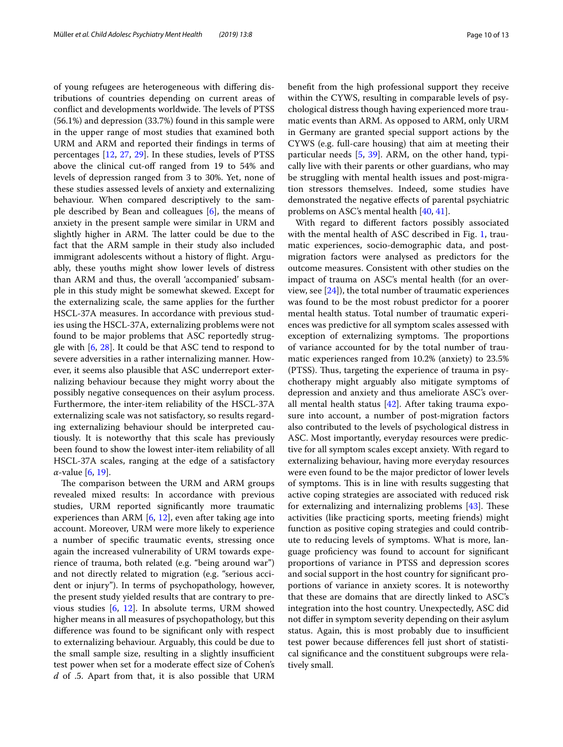of young refugees are heterogeneous with differing distributions of countries depending on current areas of conflict and developments worldwide. The levels of PTSS (56.1%) and depression (33.7%) found in this sample were in the upper range of most studies that examined both URM and ARM and reported their findings in terms of percentages [12, 27, 29]. In these studies, levels of PTSS above the clinical cut-off ranged from 19 to 54% and levels of depression ranged from 3 to 30%. Yet, none of these studies assessed levels of anxiety and externalizing behaviour. When compared descriptively to the sample described by Bean and colleagues [6], the means of anxiety in the present sample were similar in URM and slightly higher in ARM. The latter could be due to the fact that the ARM sample in their study also included immigrant adolescents without a history of flight. Arguably, these youths might show lower levels of distress than ARM and thus, the overall 'accompanied' subsample in this study might be somewhat skewed. Except for the externalizing scale, the same applies for the further HSCL-37A measures. In accordance with previous studies using the HSCL-37A, externalizing problems were not found to be major problems that ASC reportedly struggle with [6, 28]. It could be that ASC tend to respond to severe adversities in a rather internalizing manner. However, it seems also plausible that ASC underreport externalizing behaviour because they might worry about the possibly negative consequences on their asylum process. Furthermore, the inter-item reliability of the HSCL-37A externalizing scale was not satisfactory, so results regarding externalizing behaviour should be interpreted cautiously. It is noteworthy that this scale has previously been found to show the lowest inter-item reliability of all HSCL-37A scales, ranging at the edge of a satisfactory $\alpha$-value [6, 19].

The comparison between the URM and ARM groups revealed mixed results: In accordance with previous studies, URM reported significantly more traumatic experiences than ARM [6, 12], even after taking age into account. Moreover, URM were more likely to experience a number of specific traumatic events, stressing once again the increased vulnerability of URM towards experience of trauma, both related (e.g. "being around war") and not directly related to migration (e.g. "serious accident or injury"). In terms of psychopathology, however, the present study yielded results that are contrary to previous studies [6, 12]. In absolute terms, URM showed higher means in all measures of psychopathology, but this difference was found to be significant only with respect to externalizing behaviour. Arguably, this could be due to the small sample size, resulting in a slightly insufficient test power when set for a moderate effect size of Cohen's $d$ of .5. Apart from that, it is also possible that URM benefit from the high professional support they receive within the CYWS, resulting in comparable levels of psychological distress though having experienced more traumatic events than ARM. As opposed to ARM, only URM in Germany are granted special support actions by the CYWS (e.g. full-care housing) that aim at meeting their particular needs [5, 39]. ARM, on the other hand, typically live with their parents or other guardians, who may be struggling with mental health issues and post-migration stressors themselves. Indeed, some studies have demonstrated the negative effects of parental psychiatric problems on ASC's mental health [40, 41].

With regard to different factors possibly associated with the mental health of ASC described in Fig. 1, traumatic experiences, socio-demographic data, and post-migration factors were analysed as predictors for the outcome measures. Consistent with other studies on the impact of trauma on ASC's mental health (for an overview, see [24]), the total number of traumatic experiences was found to be the most robust predictor for a poorer mental health status. Total number of traumatic experiences was predictive for all symptom scales assessed with exception of externalizing symptoms. The proportions of variance accounted for by the total number of traumatic experiences ranged from 10.2% (anxiety) to 23.5% (PTSS). Thus, targeting the experience of trauma in psychotherapy might arguably also mitigate symptoms of depression and anxiety and thus ameliorate ASC's overall mental health status [42]. After taking trauma exposure into account, a number of post-migration factors also contributed to the levels of psychological distress in ASC. Most importantly, everyday resources were predictive for all symptom scales except anxiety. With regard to externalizing behaviour, having more everyday resources were even found to be the major predictor of lower levels of symptoms. This is in line with results suggesting that active coping strategies are associated with reduced risk for externalizing and internalizing problems [43]. These activities (like practicing sports, meeting friends) might function as positive coping strategies and could contribute to reducing levels of symptoms. What is more, language proficiency was found to account for significant proportions of variance in PTSS and depression scores and social support in the host country for significant proportions of variance in anxiety scores. It is noteworthy that these are domains that are directly linked to ASC's integration into the host country. Unexpectedly, ASC did not differ in symptom severity depending on their asylum status. Again, this is most probably due to insufficient test power because differences fell just short of statistical significance and the constituent subgroups were relatively small.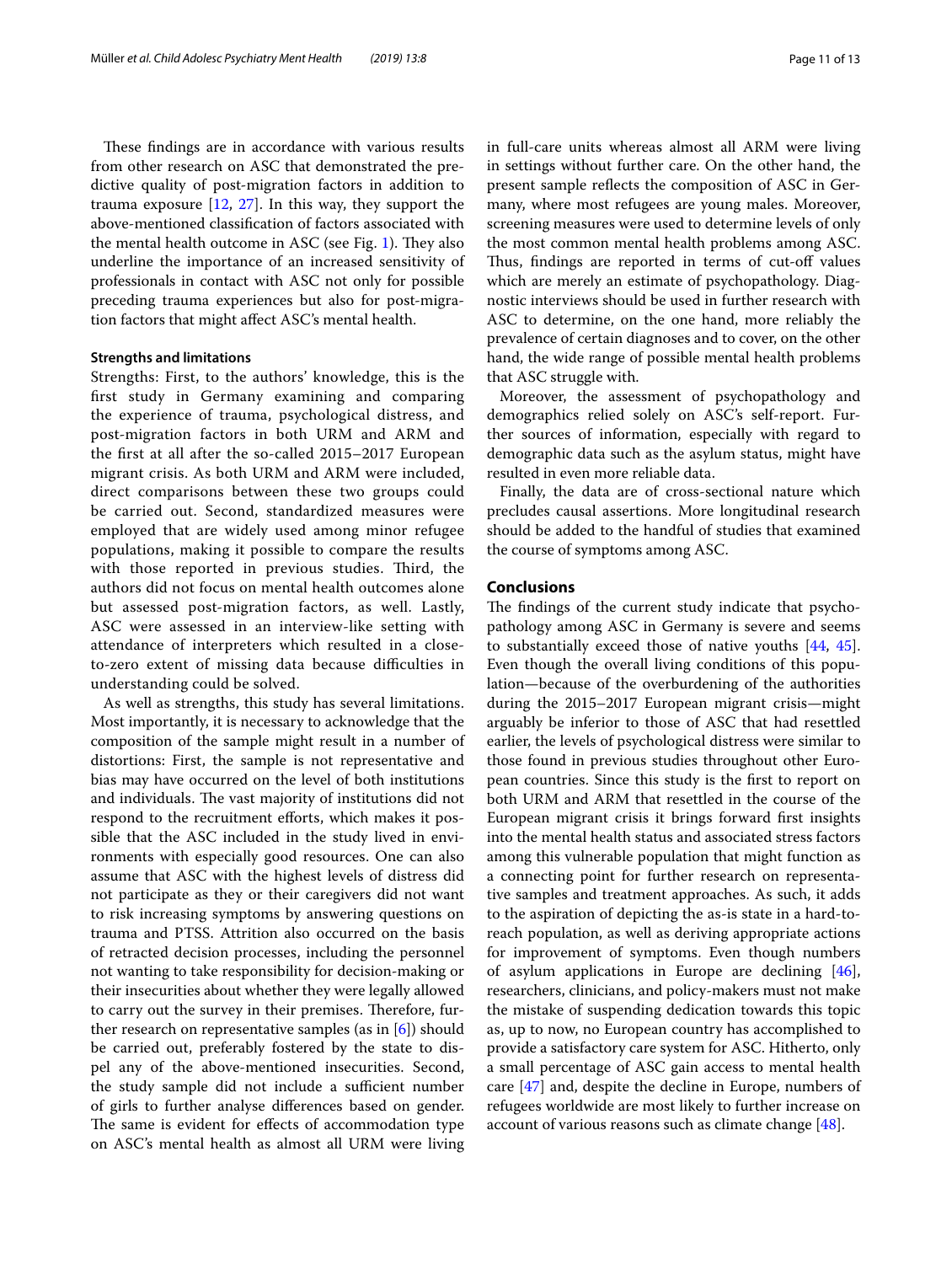These findings are in accordance with various results from other research on ASC that demonstrated the predictive quality of post-migration factors in addition to trauma exposure [12, 27]. In this way, they support the above-mentioned classification of factors associated with the mental health outcome in ASC (see Fig. 1). They also underline the importance of an increased sensitivity of professionals in contact with ASC not only for possible preceding trauma experiences but also for post-migration factors that might affect ASC's mental health.

### Strengths and limitations

Strengths: First, to the authors' knowledge, this is the first study in Germany examining and comparing the experience of trauma, psychological distress, and post-migration factors in both URM and ARM and the first at all after the so-called 2015–2017 European migrant crisis. As both URM and ARM were included, direct comparisons between these two groups could be carried out. Second, standardized measures were employed that are widely used among minor refugee populations, making it possible to compare the results with those reported in previous studies. Third, the authors did not focus on mental health outcomes alone but assessed post-migration factors, as well. Lastly, ASC were assessed in an interview-like setting with attendance of interpreters which resulted in a close-to-zero extent of missing data because difficulties in understanding could be solved.

As well as strengths, this study has several limitations. Most importantly, it is necessary to acknowledge that the composition of the sample might result in a number of distortions: First, the sample is not representative and bias may have occurred on the level of both institutions and individuals. The vast majority of institutions did not respond to the recruitment efforts, which makes it possible that the ASC included in the study lived in environments with especially good resources. One can also assume that ASC with the highest levels of distress did not participate as they or their caregivers did not want to risk increasing symptoms by answering questions on trauma and PTSS. Attrition also occurred on the basis of retracted decision processes, including the personnel not wanting to take responsibility for decision-making or their insecurities about whether they were legally allowed to carry out the survey in their premises. Therefore, further research on representative samples (as in [6]) should be carried out, preferably fostered by the state to dispel any of the above-mentioned insecurities. Second, the study sample did not include a sufficient number of girls to further analyse differences based on gender. The same is evident for effects of accommodation type on ASC's mental health as almost all URM were living in full-care units whereas almost all ARM were living in settings without further care. On the other hand, the present sample reflects the composition of ASC in Germany, where most refugees are young males. Moreover, screening measures were used to determine levels of only the most common mental health problems among ASC. Thus, findings are reported in terms of cut-off values which are merely an estimate of psychopathology. Diagnostic interviews should be used in further research with ASC to determine, on the one hand, more reliably the prevalence of certain diagnoses and to cover, on the other hand, the wide range of possible mental health problems that ASC struggle with.

Moreover, the assessment of psychopathology and demographics relied solely on ASC's self-report. Further sources of information, especially with regard to demographic data such as the asylum status, might have resulted in even more reliable data.

Finally, the data are of cross-sectional nature which precludes causal assertions. More longitudinal research should be added to the handful of studies that examined the course of symptoms among ASC.

## Conclusions

The findings of the current study indicate that psychopathology among ASC in Germany is severe and seems to substantially exceed those of native youths [44, 45]. Even though the overall living conditions of this population—because of the overburdening of the authorities during the 2015–2017 European migrant crisis—might arguably be inferior to those of ASC that had resettled earlier, the levels of psychological distress were similar to those found in previous studies throughout other European countries. Since this study is the first to report on both URM and ARM that resettled in the course of the European migrant crisis it brings forward first insights into the mental health status and associated stress factors among this vulnerable population that might function as a connecting point for further research on representative samples and treatment approaches. As such, it adds to the aspiration of depicting the as-is state in a hard-to-reach population, as well as deriving appropriate actions for improvement of symptoms. Even though numbers of asylum applications in Europe are declining [46], researchers, clinicians, and policy-makers must not make the mistake of suspending dedication towards this topic as, up to now, no European country has accomplished to provide a satisfactory care system for ASC. Hitherto, only a small percentage of ASC gain access to mental health care [47] and, despite the decline in Europe, numbers of refugees worldwide are most likely to further increase on account of various reasons such as climate change [48].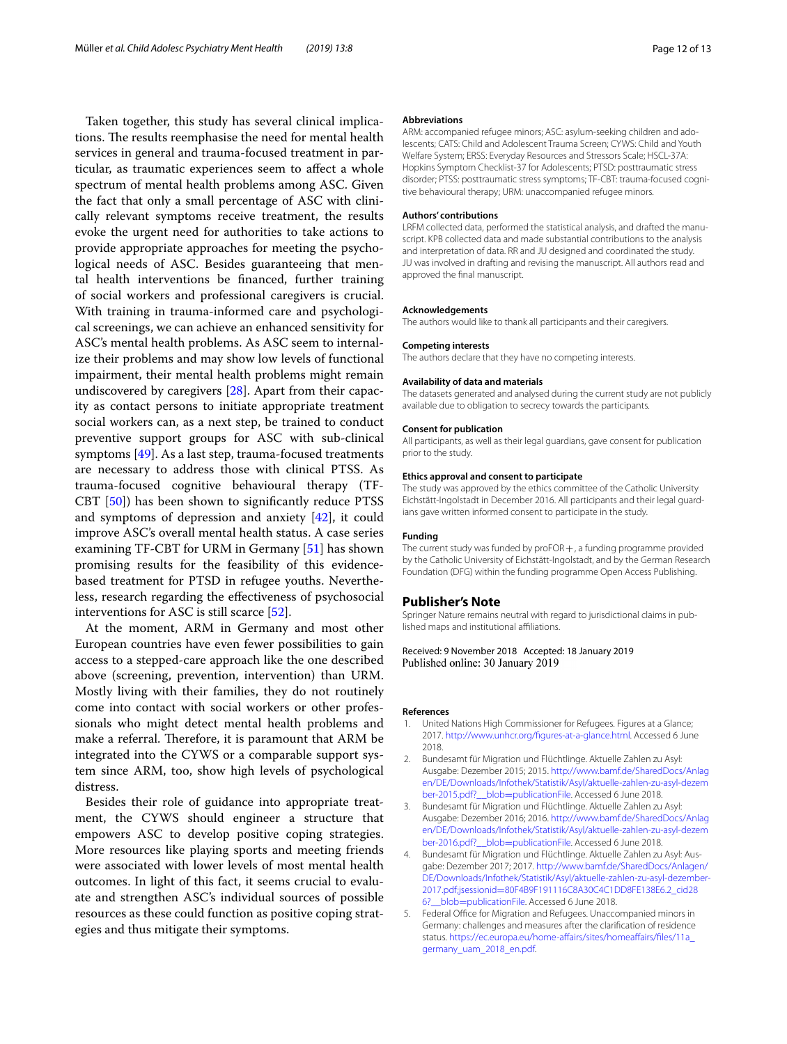Taken together, this study has several clinical implications. The results reemphasise the need for mental health services in general and trauma-focused treatment in particular, as traumatic experiences seem to affect a whole spectrum of mental health problems among ASC. Given the fact that only a small percentage of ASC with clinically relevant symptoms receive treatment, the results evoke the urgent need for authorities to take actions to provide appropriate approaches for meeting the psychological needs of ASC. Besides guaranteeing that mental health interventions be financed, further training of social workers and professional caregivers is crucial. With training in trauma-informed care and psychological screenings, we can achieve an enhanced sensitivity for ASC's mental health problems. As ASC seem to internalize their problems and may show low levels of functional impairment, their mental health problems might remain undiscovered by caregivers [28]. Apart from their capacity as contact persons to initiate appropriate treatment social workers can, as a next step, be trained to conduct preventive support groups for ASC with sub-clinical symptoms [49]. As a last step, trauma-focused treatments are necessary to address those with clinical PTSS. As trauma-focused cognitive behavioural therapy (TF-CBT [50]) has been shown to significantly reduce PTSS and symptoms of depression and anxiety [42], it could improve ASC's overall mental health status. A case series examining TF-CBT for URM in Germany [51] has shown promising results for the feasibility of this evidence-based treatment for PTSD in refugee youths. Nevertheless, research regarding the effectiveness of psychosocial interventions for ASC is still scarce [52].

At the moment, ARM in Germany and most other European countries have even fewer possibilities to gain access to a stepped-care approach like the one described above (screening, prevention, intervention) than URM. Mostly living with their families, they do not routinely come into contact with social workers or other professionals who might detect mental health problems and make a referral. Therefore, it is paramount that ARM be integrated into the CYWS or a comparable support system since ARM, too, show high levels of psychological distress.

Besides their role of guidance into appropriate treatment, the CYWS should engineer a structure that empowers ASC to develop positive coping strategies. More resources like playing sports and meeting friends were associated with lower levels of most mental health outcomes. In light of this fact, it seems crucial to evaluate and strengthen ASC's individual sources of possible resources as these could function as positive coping strategies and thus mitigate their symptoms.

#### Abbreviations

ARM: accompanied refugee minors; ASC: asylum-seeking children and adolescents; CATS: Child and Adolescent Trauma Screen; CYWS: Child and Youth Welfare System; ERSS: Everyday Resources and Stressors Scale; HSCL-37A: Hopkins Symptom Checklist-37 for Adolescents; PTSD: posttraumatic stress disorder; PTSS: posttraumatic stress symptoms; TF-CBT: trauma-focused cognitive behavioural therapy; URM: unaccompanied refugee minors.

#### Authors' contributions

LRFM collected data, performed the statistical analysis, and drafted the manuscript. KPB collected data and made substantial contributions to the analysis and interpretation of data. RR and JU designed and coordinated the study. JU was involved in drafting and revising the manuscript. All authors read and approved the final manuscript.

#### Acknowledgements

The authors would like to thank all participants and their caregivers.

#### Competing interests

The authors declare that they have no competing interests.

#### Availability of data and materials

The datasets generated and analysed during the current study are not publicly available due to obligation to secrecy towards the participants.

#### Consent for publication

All participants, as well as their legal guardians, gave consent for publication prior to the study.

#### Ethics approval and consent to participate

The study was approved by the ethics committee of the Catholic University Eichstätt-Ingolstadt in December 2016. All participants and their legal guardians gave written informed consent to participate in the study.

#### Funding

The current study was funded by proFOR+, a funding programme provided by the Catholic University of Eichstätt-Ingolstadt, and by the German Research Foundation (DFG) within the funding programme Open Access Publishing.

### Publisher's Note

Springer Nature remains neutral with regard to jurisdictional claims in published maps and institutional affiliations.

Received: 9 November 2018 Accepted: 18 January 2019
Published online: 30 January 2019

#### References

1. United Nations High Commissioner for Refugees. Figures at a Glance; 2017. http://www.unhcr.org/figures-at-a-glance.html. Accessed 6 June 2018.
2. Bundesamt für Migration und Flüchtlinge. Aktuelle Zahlen zu Asyl: Ausgabe: Dezember 2015; 2015. http://www.bamf.de/SharedDocs/Anlagen/DE/Downloads/Infothek/Statistik/Asyl/aktuelle-zahlen-zu-asyl-dezember-2015.pdf?__blob=publicationFile. Accessed 6 June 2018.
3. Bundesamt für Migration und Flüchtlinge. Aktuelle Zahlen zu Asyl: Ausgabe: Dezember 2016; 2016. http://www.bamf.de/SharedDocs/Anlagen/DE/Downloads/Infothek/Statistik/Asyl/aktuelle-zahlen-zu-asyl-dezember-2016.pdf?__blob=publicationFile. Accessed 6 June 2018.
4. Bundesamt für Migration und Flüchtlinge. Aktuelle Zahlen zu Asyl: Ausgabe: Dezember 2017; 2017. http://www.bamf.de/SharedDocs/Anlagen/DE/Downloads/Infothek/Statistik/Asyl/aktuelle-zahlen-zu-asyl-dezember-2017.pdf;jsessionid=80F4B9F191116C8A30C4C1DD8FE138E6.2_cid286?__blob=publicationFile. Accessed 6 June 2018.
5. Federal Office for Migration and Refugees. Unaccompanied minors in Germany: challenges and measures after the clarification of residence status. https://ec.europa.eu/home-affairs/sites/homeaffairs/files/11a_germany_uam_2018_en.pdf.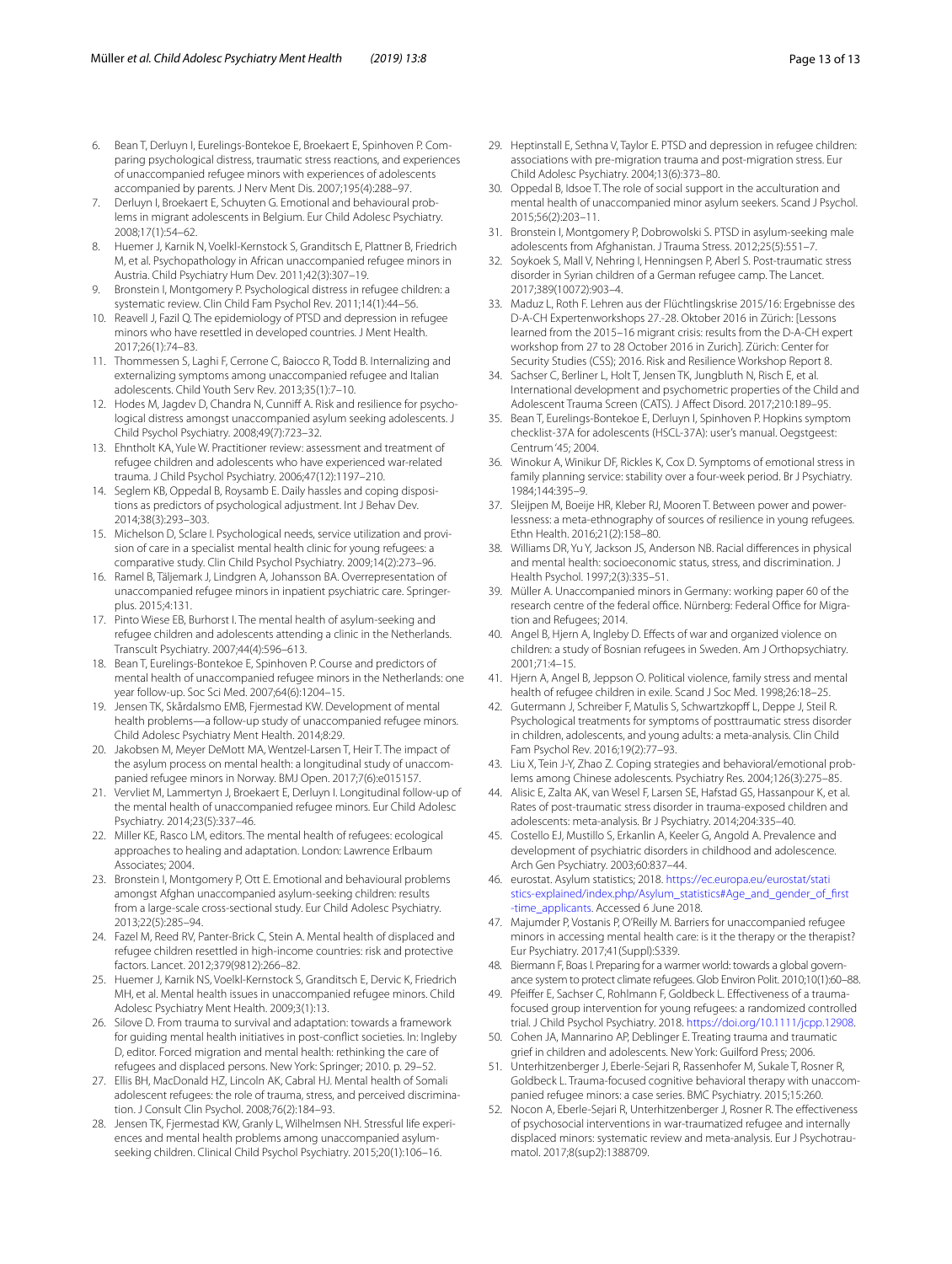6. Bean T, Derluyn I, Eurelings-Bontekoe E, Broekaert E, Spinhoven P. Comparing psychological distress, traumatic stress reactions, and experiences of unaccompanied refugee minors with experiences of adolescents accompanied by parents. J Nerv Ment Dis. 2007;195(4):288–97.
7. Derluyn I, Broekaert E, Schuyten G. Emotional and behavioural problems in migrant adolescents in Belgium. Eur Child Adolesc Psychiatry. 2008;17(1):54–62.
8. Huemer J, Karnik N, Voelkl-Kernstock S, Granditsch E, Plattner B, Friedrich M, et al. Psychopathology in African unaccompanied refugee minors in Austria. Child Psychiatry Hum Dev. 2011;42(3):307–19.
9. Bronstein I, Montgomery P. Psychological distress in refugee children: a systematic review. Clin Child Fam Psychol Rev. 2011;14(1):44–56.
10. Reavell J, Fazil Q. The epidemiology of PTSD and depression in refugee minors who have resettled in developed countries. J Ment Health. 2017;26(1):74–83.
11. Thommessen S, Laghi F, Cerrone C, Baiocco R, Todd B. Internalizing and externalizing symptoms among unaccompanied refugee and Italian adolescents. Child Youth Serv Rev. 2013;35(1):7–10.
12. Hodes M, Jagdev D, Chandra N, Cunniff A. Risk and resilience for psychological distress amongst unaccompanied asylum seeking adolescents. J Child Psychol Psychiatry. 2008;49(7):723–32.
13. Ehntholt KA, Yule W. Practitioner review: assessment and treatment of refugee children and adolescents who have experienced war-related trauma. J Child Psychol Psychiatry. 2006;47(12):1197–210.
14. Seglem KB, Oppedal B, Roysamb E. Daily hassles and coping dispositions as predictors of psychological adjustment. Int J Behav Dev. 2014;38(3):293–303.
15. Michelson D, Sclare I. Psychological needs, service utilization and provision of care in a specialist mental health clinic for young refugees: a comparative study. Clin Child Psychol Psychiatry. 2009;14(2):273–96.
16. Ramel B, Täljemark J, Lindgren A, Johansson BA. Overrepresentation of unaccompanied refugee minors in inpatient psychiatric care. Springerplus. 2015;4:131.
17. Pinto Wiese EB, Burhorst I. The mental health of asylum-seeking and refugee children and adolescents attending a clinic in the Netherlands. Transcult Psychiatry. 2007;44(4):596–613.
18. Bean T, Eurelings-Bontekoe E, Spinhoven P. Course and predictors of mental health of unaccompanied refugee minors in the Netherlands: one year follow-up. Soc Sci Med. 2007;64(6):1204–15.
19. Jensen TK, Skårdalsmo EMB, Fjermestad KW. Development of mental health problems—a follow-up study of unaccompanied refugee minors. Child Adolesc Psychiatry Ment Health. 2014;8:29.
20. Jakobsen M, Meyer DeMott MA, Wentzel-Larsen T, Heir T. The impact of the asylum process on mental health: a longitudinal study of unaccompanied refugee minors in Norway. BMJ Open. 2017;7(6):e015157.
21. Vervliet M, Lammertyn J, Broekaert E, Derluyn I. Longitudinal follow-up of the mental health of unaccompanied refugee minors. Eur Child Adolesc Psychiatry. 2014;23(5):337–46.
22. Miller KE, Rasco LM, editors. The mental health of refugees: ecological approaches to healing and adaptation. London: Lawrence Erlbaum Associates; 2004.
23. Bronstein I, Montgomery P, Ott E. Emotional and behavioural problems amongst Afghan unaccompanied asylum-seeking children: results from a large-scale cross-sectional study. Eur Child Adolesc Psychiatry. 2013;22(5):285–94.
24. Fazel M, Reed RV, Panter-Brick C, Stein A. Mental health of displaced and refugee children resettled in high-income countries: risk and protective factors. Lancet. 2012;379(9812):266–82.
25. Huemer J, Karnik NS, Voelkl-Kernstock S, Granditsch E, Dervic K, Friedrich MH, et al. Mental health issues in unaccompanied refugee minors. Child Adolesc Psychiatry Ment Health. 2009;3(1):13.
26. Silove D. From trauma to survival and adaptation: towards a framework for guiding mental health initiatives in post-conflict societies. In: Ingleby D, editor. Forced migration and mental health: rethinking the care of refugees and displaced persons. New York: Springer; 2010. p. 29–52.
27. Ellis BH, MacDonald HZ, Lincoln AK, Cabral HJ. Mental health of Somali adolescent refugees: the role of trauma, stress, and perceived discrimination. J Consult Clin Psychol. 2008;76(2):184–93.
28. Jensen TK, Fjermestad KW, Granly L, Wilhelmsen NH. Stressful life experiences and mental health problems among unaccompanied asylum-seeking children. Clinical Child Psychol Psychiatry. 2015;20(1):106–16.
29. Heptinstall E, Sethna V, Taylor E. PTSD and depression in refugee children: associations with pre-migration trauma and post-migration stress. Eur Child Adolesc Psychiatry. 2004;13(6):373–80.
30. Oppedal B, Idsoe T. The role of social support in the acculturation and mental health of unaccompanied minor asylum seekers. Scand J Psychol. 2015;56(2):203–11.
31. Bronstein I, Montgomery P, Dobrowolski S. PTSD in asylum-seeking male adolescents from Afghanistan. J Trauma Stress. 2012;25(5):551–7.
32. Soykoek S, Mall V, Nehring I, Henningsen P, Aberl S. Post-traumatic stress disorder in Syrian children of a German refugee camp. The Lancet. 2017;389(10072):903–4.
33. Maduz L, Roth F. Lehren aus der Flüchtlingskrise 2015/16: Ergebnisse des D-A-CH Expertenworkshops 27.-28. Oktober 2016 in Zürich: [Lessons learned from the 2015–16 migrant crisis: results from the D-A-CH expert workshop from 27 to 28 October 2016 in Zurich]. Zürich: Center for Security Studies (CSS); 2016. Risk and Resilience Workshop Report 8.
34. Sachser C, Berliner L, Holt T, Jensen TK, Jungbluth N, Risch E, et al. International development and psychometric properties of the Child and Adolescent Trauma Screen (CATS). J Affect Disord. 2017;210:189–95.
35. Bean T, Eurelings-Bontekoe E, Derluyn I, Spinhoven P. Hopkins symptom checklist-37A for adolescents (HSCL-37A): user's manual. Oegstgeest: Centrum '45; 2004.
36. Winokur A, Winikur DF, Rickles K, Cox D. Symptoms of emotional stress in family planning service: stability over a four-week period. Br J Psychiatry. 1984;144:395–9.
37. Sleijpen M, Boeije HR, Kleber RJ, Mooren T. Between power and powerlessness: a meta-ethnography of sources of resilience in young refugees. Ethn Health. 2016;21(2):158–80.
38. Williams DR, Yu Y, Jackson JS, Anderson NB. Racial differences in physical and mental health: socioeconomic status, stress, and discrimination. J Health Psychol. 1997;2(3):335–51.
39. Müller A. Unaccompanied minors in Germany: working paper 60 of the research centre of the federal office. Nürnberg: Federal Office for Migration and Refugees; 2014.
40. Angel B, Hjern A, Ingleby D. Effects of war and organized violence on children: a study of Bosnian refugees in Sweden. Am J Orthopsychiatry. 2001;71:4–15.
41. Hjern A, Angel B, Jeppson O. Political violence, family stress and mental health of refugee children in exile. Scand J Soc Med. 1998;26:18–25.
42. Gutermann J, Schreiber F, Matulis S, Schwartzkopff L, Deppe J, Steil R. Psychological treatments for symptoms of posttraumatic stress disorder in children, adolescents, and young adults: a meta-analysis. Clin Child Fam Psychol Rev. 2016;19(2):77–93.
43. Liu X, Tein J-Y, Zhao Z. Coping strategies and behavioral/emotional problems among Chinese adolescents. Psychiatry Res. 2004;126(3):275–85.
44. Alisic E, Zalta AK, van Wesel F, Larsen SE, Hafstad GS, Hassanpour K, et al. Rates of post-traumatic stress disorder in trauma-exposed children and adolescents: meta-analysis. Br J Psychiatry. 2014;204:335–40.
45. Costello EJ, Mustillo S, Erkanlin A, Keeler G, Angold A. Prevalence and development of psychiatric disorders in childhood and adolescence. Arch Gen Psychiatry. 2003;60:837–44.
46. eurostat. Asylum statistics; 2018. https://ec.europa.eu/eurostat/statistics-explained/index.php/Asylum_statistics#Age_and_gender_of_first-time_applicants. Accessed 6 June 2018.
47. Majumder P, Vostanis P, O'Reilly M. Barriers for unaccompanied refugee minors in accessing mental health care: is it the therapy or the therapist? Eur Psychiatry. 2017;41(Suppl):S339.
48. Biermann F, Boas I. Preparing for a warmer world: towards a global governance system to protect climate refugees. Glob Environ Polit. 2010;10(1):60–88.
49. Pfeiffer E, Sachser C, Rohlmann F, Goldbeck L. Effectiveness of a trauma-focused group intervention for young refugees: a randomized controlled trial. J Child Psychol Psychiatry. 2018. https://doi.org/10.1111/jcpp.12908.
50. Cohen JA, Mannarino AP, Deblinger E. Treating trauma and traumatic grief in children and adolescents. New York: Guilford Press; 2006.
51. Unterhitzenberger J, Eberle-Sejari R, Rassenhofer M, Sukale T, Rosner R, Goldbeck L. Trauma-focused cognitive behavioral therapy with unaccompanied refugee minors: a case series. BMC Psychiatry. 2015;15:260.
52. Nocon A, Eberle-Sejari R, Unterhitzenberger J, Rosner R. The effectiveness of psychosocial interventions in war-traumatized refugee and internally displaced minors: systematic review and meta-analysis. Eur J Psychotraumatol. 2017;8(sup2):1388709.